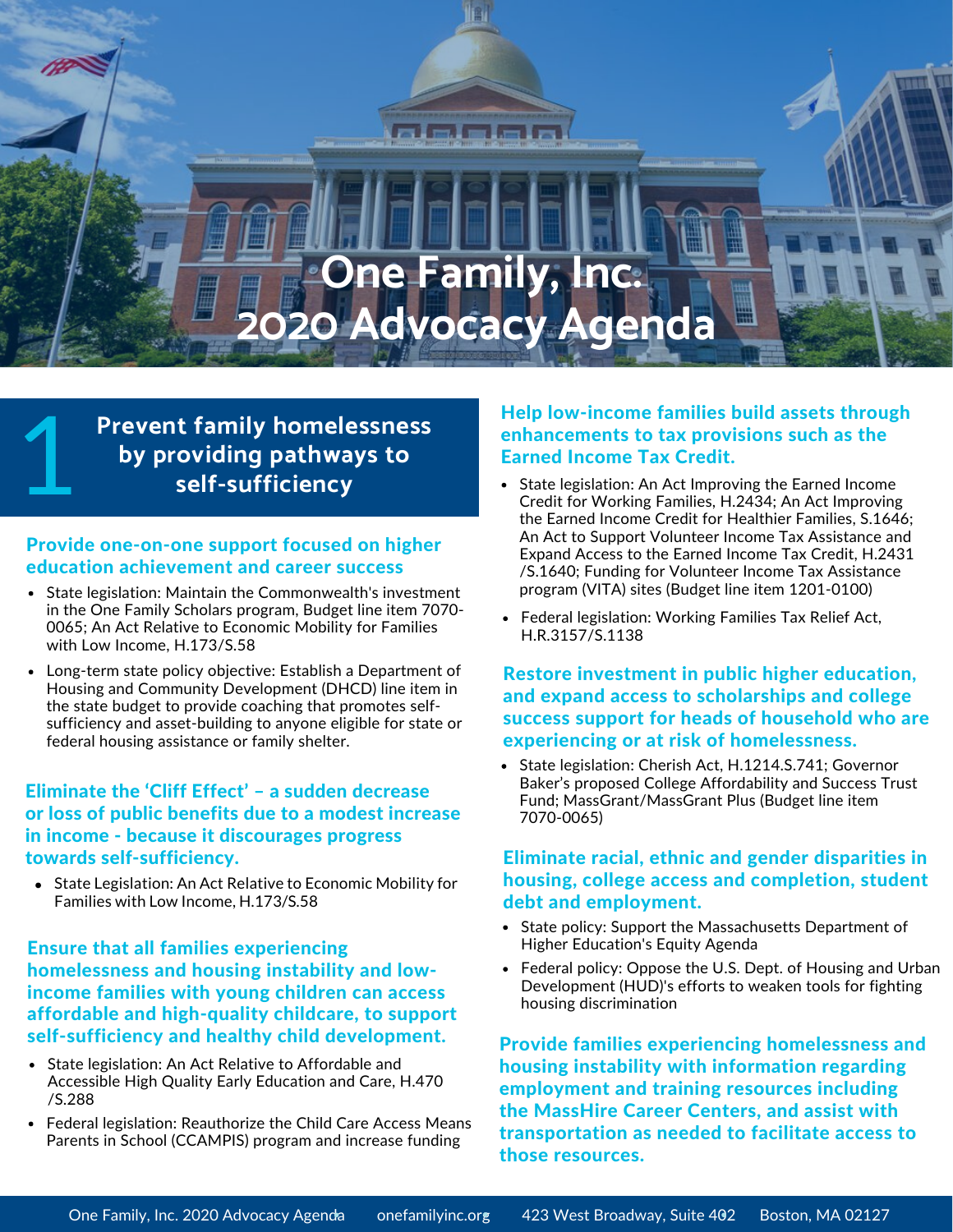# One Family, Inc. 2020 Advocacy Agenda

## 1 Prevent family homelessness by providing pathways to self-sufficiency

### Provide one-on-one support focused on higher education achievement and career success

- State legislation: Maintain the Commonwealth's investment in the One Family Scholars program, Budget line item 7070-0065; An Act Relative to Economic Mobility for Families with Low Income, H.173/S.58
- Long-term state policy objective: Establish a Department of Housing and Community Development (DHCD) line item in the state budget to provide coaching that promotes self-sufficiency and asset-building to anyone eligible for state or federal housing assistance or family shelter.

### Eliminate the 'Cliff Effect' – a sudden decrease or loss of public benefits due to a modest increase in income - because it discourages progress towards self-sufficiency.

- State Legislation: An Act Relative to Economic Mobility for Families with Low Income, H.173/S.58

### Ensure that all families experiencing homelessness and housing instability and low-income families with young children can access affordable and high-quality childcare, to support self-sufficiency and healthy child development.

- State legislation: An Act Relative to Affordable and Accessible High Quality Early Education and Care, H.470 /S.288
- Federal legislation: Reauthorize the Child Care Access Means Parents in School (CCAMPIS) program and increase funding

### Help low-income families build assets through enhancements to tax provisions such as the Earned Income Tax Credit.

- State legislation: An Act Improving the Earned Income Credit for Working Families, H.2434; An Act Improving the Earned Income Credit for Healthier Families, S.1646; An Act to Support Volunteer Income Tax Assistance and Expand Access to the Earned Income Tax Credit, H.2431 /S.1640; Funding for Volunteer Income Tax Assistance program (VITA) sites (Budget line item 1201-0100)
- Federal legislation: Working Families Tax Relief Act, H.R.3157/S.1138

### Restore investment in public higher education, and expand access to scholarships and college success support for heads of household who are experiencing or at risk of homelessness.

- State legislation: Cherish Act, H.1214.S.741; Governor Baker's proposed College Affordability and Success Trust Fund; MassGrant/MassGrant Plus (Budget line item 7070-0065)

### Eliminate racial, ethnic and gender disparities in housing, college access and completion, student debt and employment.

- State policy: Support the Massachusetts Department of Higher Education's Equity Agenda
- Federal policy: Oppose the U.S. Dept. of Housing and Urban Development (HUD)'s efforts to weaken tools for fighting housing discrimination

### Provide families experiencing homelessness and housing instability with information regarding employment and training resources including the MassHire Career Centers, and assist with transportation as needed to facilitate access to those resources.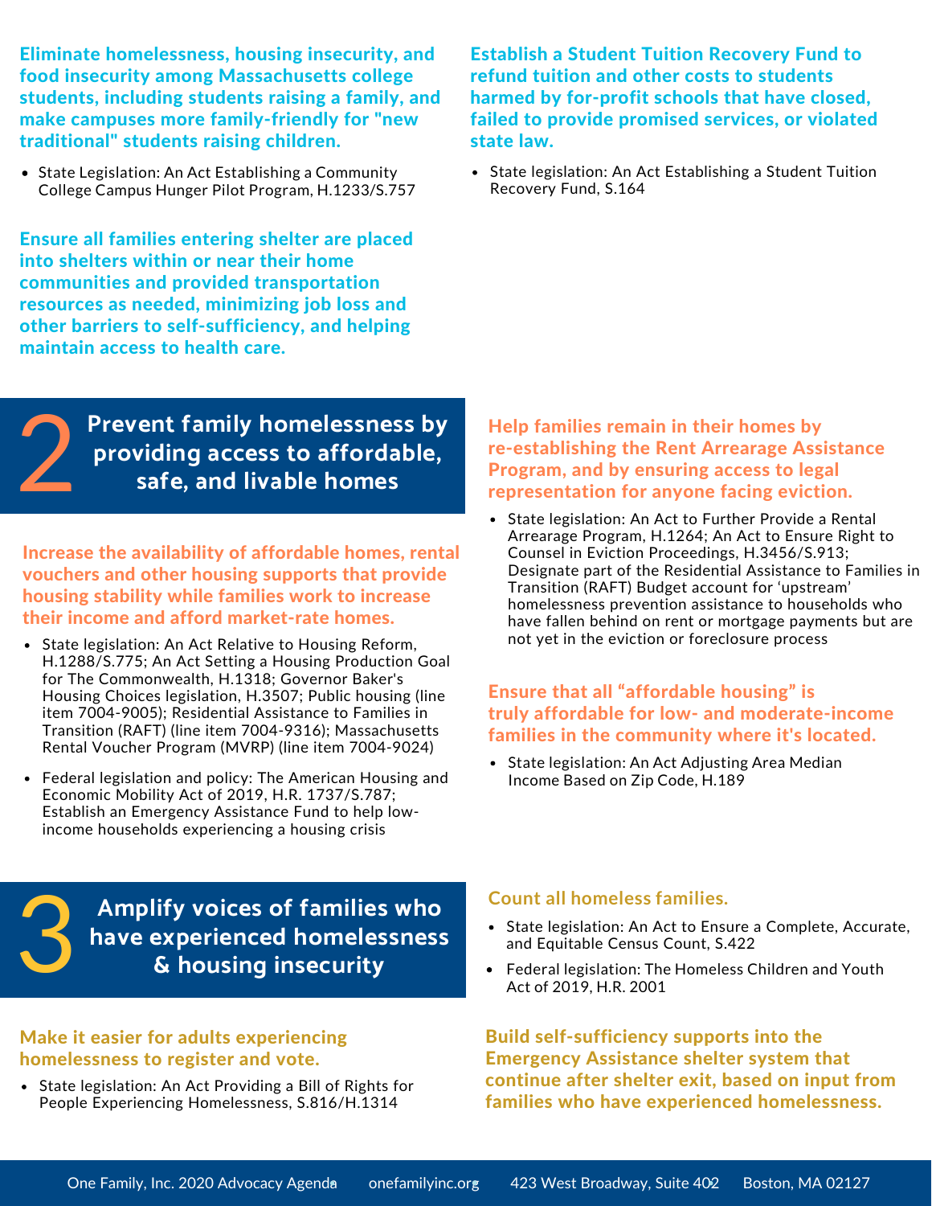**Eliminate homelessness, housing insecurity, and food insecurity among Massachusetts college students, including students raising a family, and make campuses more family-friendly for "new traditional" students raising children.**

- State Legislation: An Act Establishing a Community College Campus Hunger Pilot Program, H.1233/S.757

**Ensure all families entering shelter are placed into shelters within or near their home communities and provided transportation resources as needed, minimizing job loss and other barriers to self-sufficiency, and helping maintain access to health care.**

**Establish a Student Tuition Recovery Fund to refund tuition and other costs to students harmed by for-profit schools that have closed, failed to provide promised services, or violated state law.**

- State legislation: An Act Establishing a Student Tuition Recovery Fund, S.164

## 2 Prevent family homelessness by providing access to affordable, safe, and livable homes

**Increase the availability of affordable homes, rental vouchers and other housing supports that provide housing stability while families work to increase their income and afford market-rate homes.**

- State legislation: An Act Relative to Housing Reform, H.1288/S.775; An Act Setting a Housing Production Goal for The Commonwealth, H.1318; Governor Baker's Housing Choices legislation, H.3507; Public housing (line item 7004-9005); Residential Assistance to Families in Transition (RAFT) (line item 7004-9316); Massachusetts Rental Voucher Program (MVRP) (line item 7004-9024)
- Federal legislation and policy: The American Housing and Economic Mobility Act of 2019, H.R. 1737/S.787; Establish an Emergency Assistance Fund to help low-income households experiencing a housing crisis

**Help families remain in their homes by re-establishing the Rent Arrearage Assistance Program, and by ensuring access to legal representation for anyone facing eviction.**

- State legislation: An Act to Further Provide a Rental Arrearage Program, H.1264; An Act to Ensure Right to Counsel in Eviction Proceedings, H.3456/S.913; Designate part of the Residential Assistance to Families in Transition (RAFT) Budget account for 'upstream' homelessness prevention assistance to households who have fallen behind on rent or mortgage payments but are not yet in the eviction or foreclosure process

**Ensure that all "affordable housing" is truly affordable for low- and moderate-income families in the community where it's located.**

- State legislation: An Act Adjusting Area Median Income Based on Zip Code, H.189

## 3 Amplify voices of families who have experienced homelessness & housing insecurity

**Make it easier for adults experiencing homelessness to register and vote.**

- State legislation: An Act Providing a Bill of Rights for People Experiencing Homelessness, S.816/H.1314

**Count all homeless families.**

- State legislation: An Act to Ensure a Complete, Accurate, and Equitable Census Count, S.422
- Federal legislation: The Homeless Children and Youth Act of 2019, H.R. 2001

**Build self-sufficiency supports into the Emergency Assistance shelter system that continue after shelter exit, based on input from families who have experienced homelessness.**